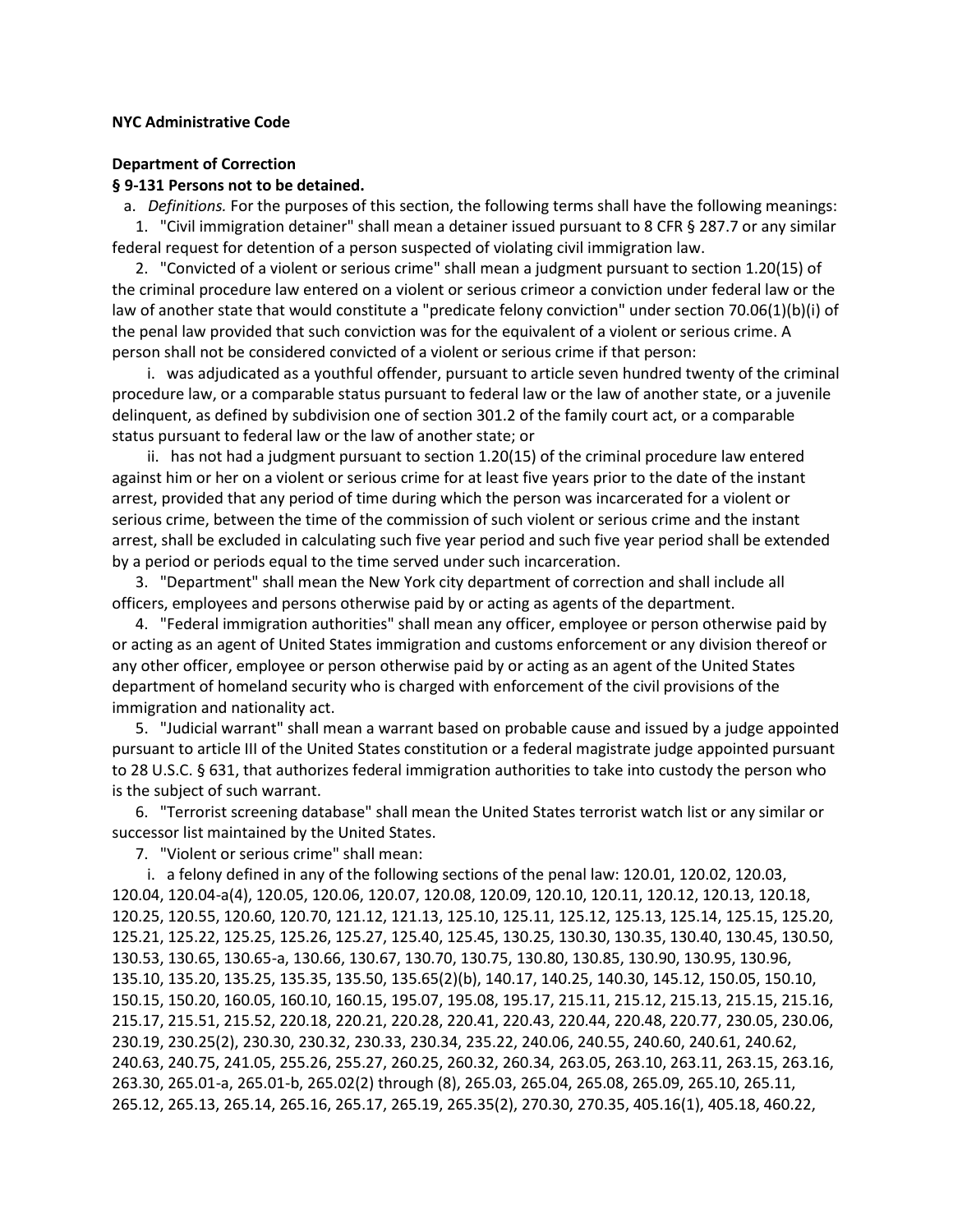**NYC Administrative Code**

**Department of Correction**

**§ 9-131 Persons not to be detained.**

a. *Definitions.* For the purposes of this section, the following terms shall have the following meanings:

1. "Civil immigration detainer" shall mean a detainer issued pursuant to 8 CFR § 287.7 or any similar federal request for detention of a person suspected of violating civil immigration law.

2. "Convicted of a violent or serious crime" shall mean a judgment pursuant to section 1.20(15) of the criminal procedure law entered on a violent or serious crimeor a conviction under federal law or the law of another state that would constitute a "predicate felony conviction" under section 70.06(1)(b)(i) of the penal law provided that such conviction was for the equivalent of a violent or serious crime. A person shall not be considered convicted of a violent or serious crime if that person:

i. was adjudicated as a youthful offender, pursuant to article seven hundred twenty of the criminal procedure law, or a comparable status pursuant to federal law or the law of another state, or a juvenile delinquent, as defined by subdivision one of section 301.2 of the family court act, or a comparable status pursuant to federal law or the law of another state; or

ii. has not had a judgment pursuant to section 1.20(15) of the criminal procedure law entered against him or her on a violent or serious crime for at least five years prior to the date of the instant arrest, provided that any period of time during which the person was incarcerated for a violent or serious crime, between the time of the commission of such violent or serious crime and the instant arrest, shall be excluded in calculating such five year period and such five year period shall be extended by a period or periods equal to the time served under such incarceration.

3. "Department" shall mean the New York city department of correction and shall include all officers, employees and persons otherwise paid by or acting as agents of the department.

4. "Federal immigration authorities" shall mean any officer, employee or person otherwise paid by or acting as an agent of United States immigration and customs enforcement or any division thereof or any other officer, employee or person otherwise paid by or acting as an agent of the United States department of homeland security who is charged with enforcement of the civil provisions of the immigration and nationality act.

5. "Judicial warrant" shall mean a warrant based on probable cause and issued by a judge appointed pursuant to article III of the United States constitution or a federal magistrate judge appointed pursuant to 28 U.S.C. § 631, that authorizes federal immigration authorities to take into custody the person who is the subject of such warrant.

6. "Terrorist screening database" shall mean the United States terrorist watch list or any similar or successor list maintained by the United States.

7. "Violent or serious crime" shall mean:

i. a felony defined in any of the following sections of the penal law: 120.01, 120.02, 120.03, 120.04, 120.04-a(4), 120.05, 120.06, 120.07, 120.08, 120.09, 120.10, 120.11, 120.12, 120.13, 120.18, 120.25, 120.55, 120.60, 120.70, 121.12, 121.13, 125.10, 125.11, 125.12, 125.13, 125.14, 125.15, 125.20, 125.21, 125.22, 125.25, 125.26, 125.27, 125.40, 125.45, 130.25, 130.30, 130.35, 130.40, 130.45, 130.50, 130.53, 130.65, 130.65-a, 130.66, 130.67, 130.70, 130.75, 130.80, 130.85, 130.90, 130.95, 130.96, 135.10, 135.20, 135.25, 135.35, 135.50, 135.65(2)(b), 140.17, 140.25, 140.30, 145.12, 150.05, 150.10, 150.15, 150.20, 160.05, 160.10, 160.15, 195.07, 195.08, 195.17, 215.11, 215.12, 215.13, 215.15, 215.16, 215.17, 215.51, 215.52, 220.18, 220.21, 220.28, 220.41, 220.43, 220.44, 220.48, 220.77, 230.05, 230.06, 230.19, 230.25(2), 230.30, 230.32, 230.33, 230.34, 235.22, 240.06, 240.55, 240.60, 240.61, 240.62, 240.63, 240.75, 241.05, 255.26, 255.27, 260.25, 260.32, 260.34, 263.05, 263.10, 263.11, 263.15, 263.16, 263.30, 265.01-a, 265.01-b, 265.02(2) through (8), 265.03, 265.04, 265.08, 265.09, 265.10, 265.11, 265.12, 265.13, 265.14, 265.16, 265.17, 265.19, 265.35(2), 270.30, 270.35, 405.16(1), 405.18, 460.22,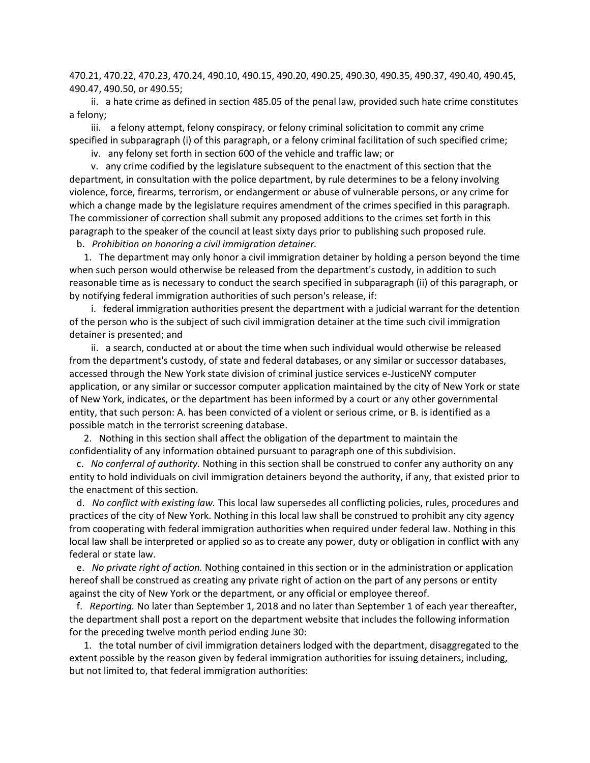470.21, 470.22, 470.23, 470.24, 490.10, 490.15, 490.20, 490.25, 490.30, 490.35, 490.37, 490.40, 490.45, 490.47, 490.50, or 490.55;

ii. a hate crime as defined in section 485.05 of the penal law, provided such hate crime constitutes a felony;

iii. a felony attempt, felony conspiracy, or felony criminal solicitation to commit any crime specified in subparagraph (i) of this paragraph, or a felony criminal facilitation of such specified crime;

iv. any felony set forth in section 600 of the vehicle and traffic law; or

v. any crime codified by the legislature subsequent to the enactment of this section that the department, in consultation with the police department, by rule determines to be a felony involving violence, force, firearms, terrorism, or endangerment or abuse of vulnerable persons, or any crime for which a change made by the legislature requires amendment of the crimes specified in this paragraph. The commissioner of correction shall submit any proposed additions to the crimes set forth in this paragraph to the speaker of the council at least sixty days prior to publishing such proposed rule.

b. *Prohibition on honoring a civil immigration detainer.*

1. The department may only honor a civil immigration detainer by holding a person beyond the time when such person would otherwise be released from the department's custody, in addition to such reasonable time as is necessary to conduct the search specified in subparagraph (ii) of this paragraph, or by notifying federal immigration authorities of such person's release, if:

i. federal immigration authorities present the department with a judicial warrant for the detention of the person who is the subject of such civil immigration detainer at the time such civil immigration detainer is presented; and

ii. a search, conducted at or about the time when such individual would otherwise be released from the department's custody, of state and federal databases, or any similar or successor databases, accessed through the New York state division of criminal justice services e-JusticeNY computer application, or any similar or successor computer application maintained by the city of New York or state of New York, indicates, or the department has been informed by a court or any other governmental entity, that such person: A. has been convicted of a violent or serious crime, or B. is identified as a possible match in the terrorist screening database.

2. Nothing in this section shall affect the obligation of the department to maintain the confidentiality of any information obtained pursuant to paragraph one of this subdivision.

c. *No conferral of authority.* Nothing in this section shall be construed to confer any authority on any entity to hold individuals on civil immigration detainers beyond the authority, if any, that existed prior to the enactment of this section.

d. *No conflict with existing law.* This local law supersedes all conflicting policies, rules, procedures and practices of the city of New York. Nothing in this local law shall be construed to prohibit any city agency from cooperating with federal immigration authorities when required under federal law. Nothing in this local law shall be interpreted or applied so as to create any power, duty or obligation in conflict with any federal or state law.

e. *No private right of action.* Nothing contained in this section or in the administration or application hereof shall be construed as creating any private right of action on the part of any persons or entity against the city of New York or the department, or any official or employee thereof.

f. *Reporting.* No later than September 1, 2018 and no later than September 1 of each year thereafter, the department shall post a report on the department website that includes the following information for the preceding twelve month period ending June 30:

1. the total number of civil immigration detainers lodged with the department, disaggregated to the extent possible by the reason given by federal immigration authorities for issuing detainers, including, but not limited to, that federal immigration authorities: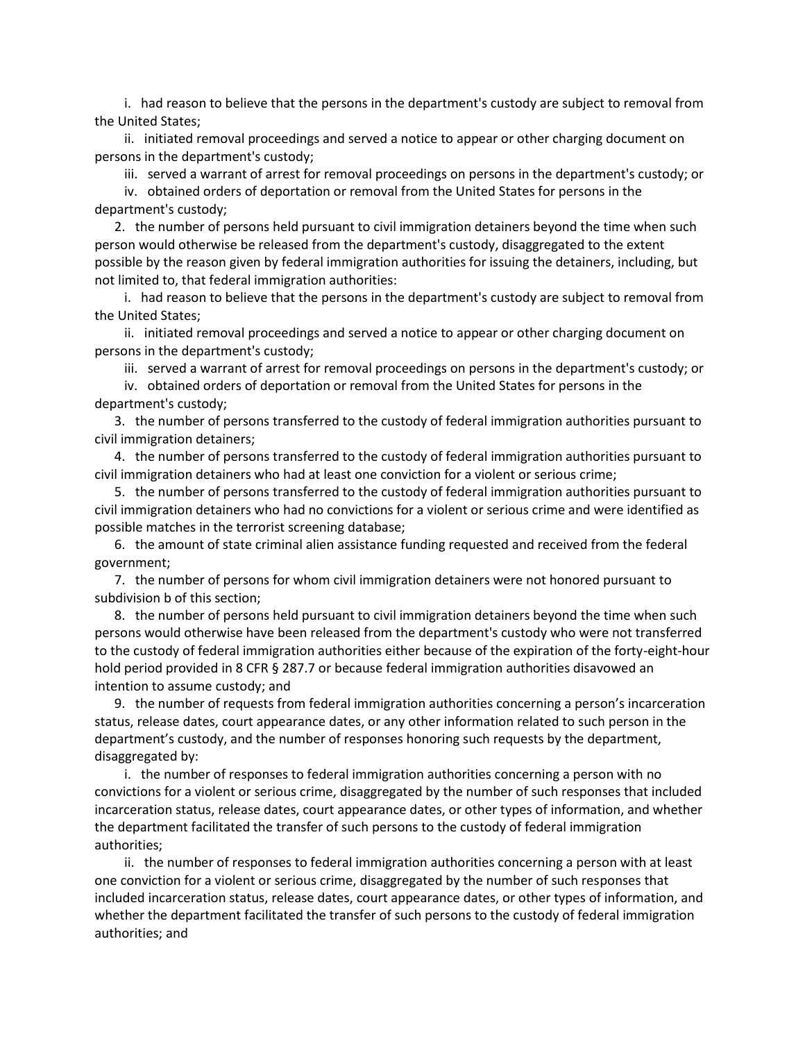i. had reason to believe that the persons in the department's custody are subject to removal from the United States;

ii. initiated removal proceedings and served a notice to appear or other charging document on persons in the department's custody;

iii. served a warrant of arrest for removal proceedings on persons in the department's custody; or

iv. obtained orders of deportation or removal from the United States for persons in the department's custody;

2. the number of persons held pursuant to civil immigration detainers beyond the time when such person would otherwise be released from the department's custody, disaggregated to the extent possible by the reason given by federal immigration authorities for issuing the detainers, including, but not limited to, that federal immigration authorities:

   i. had reason to believe that the persons in the department's custody are subject to removal from the United States;

   ii. initiated removal proceedings and served a notice to appear or other charging document on persons in the department's custody;

   iii. served a warrant of arrest for removal proceedings on persons in the department's custody; or

   iv. obtained orders of deportation or removal from the United States for persons in the department's custody;

3. the number of persons transferred to the custody of federal immigration authorities pursuant to civil immigration detainers;

4. the number of persons transferred to the custody of federal immigration authorities pursuant to civil immigration detainers who had at least one conviction for a violent or serious crime;

5. the number of persons transferred to the custody of federal immigration authorities pursuant to civil immigration detainers who had no convictions for a violent or serious crime and were identified as possible matches in the terrorist screening database;

6. the amount of state criminal alien assistance funding requested and received from the federal government;

7. the number of persons for whom civil immigration detainers were not honored pursuant to subdivision b of this section;

8. the number of persons held pursuant to civil immigration detainers beyond the time when such persons would otherwise have been released from the department's custody who were not transferred to the custody of federal immigration authorities either because of the expiration of the forty-eight-hour hold period provided in 8 CFR § 287.7 or because federal immigration authorities disavowed an intention to assume custody; and

9. the number of requests from federal immigration authorities concerning a person's incarceration status, release dates, court appearance dates, or any other information related to such person in the department's custody, and the number of responses honoring such requests by the department, disaggregated by:

   i. the number of responses to federal immigration authorities concerning a person with no convictions for a violent or serious crime, disaggregated by the number of such responses that included incarceration status, release dates, court appearance dates, or other types of information, and whether the department facilitated the transfer of such persons to the custody of federal immigration authorities;

   ii. the number of responses to federal immigration authorities concerning a person with at least one conviction for a violent or serious crime, disaggregated by the number of such responses that included incarceration status, release dates, court appearance dates, or other types of information, and whether the department facilitated the transfer of such persons to the custody of federal immigration authorities; and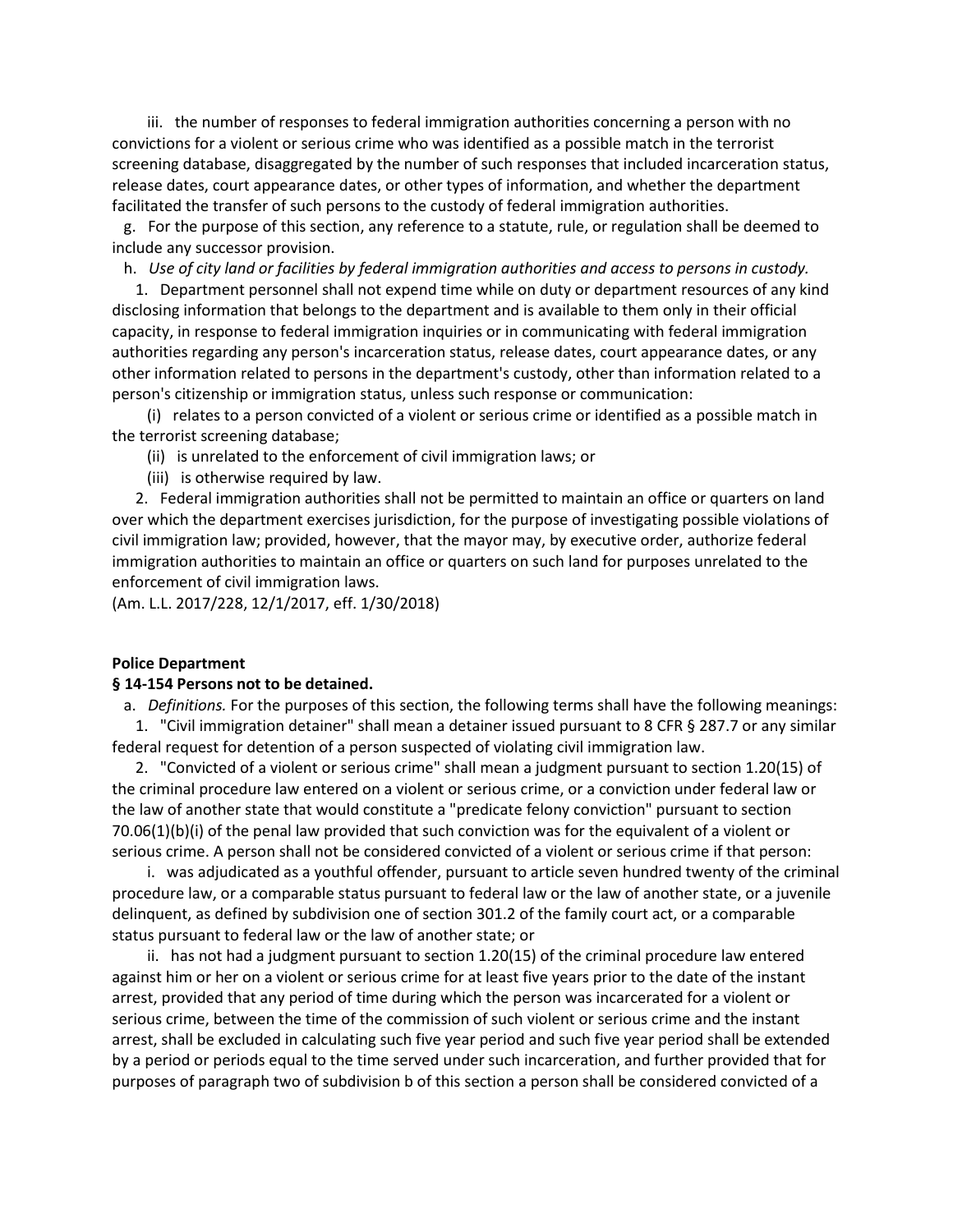iii. the number of responses to federal immigration authorities concerning a person with no convictions for a violent or serious crime who was identified as a possible match in the terrorist screening database, disaggregated by the number of such responses that included incarceration status, release dates, court appearance dates, or other types of information, and whether the department facilitated the transfer of such persons to the custody of federal immigration authorities.

g. For the purpose of this section, any reference to a statute, rule, or regulation shall be deemed to include any successor provision.

h. *Use of city land or facilities by federal immigration authorities and access to persons in custody.*

1. Department personnel shall not expend time while on duty or department resources of any kind disclosing information that belongs to the department and is available to them only in their official capacity, in response to federal immigration inquiries or in communicating with federal immigration authorities regarding any person's incarceration status, release dates, court appearance dates, or any other information related to persons in the department's custody, other than information related to a person's citizenship or immigration status, unless such response or communication:

(i) relates to a person convicted of a violent or serious crime or identified as a possible match in the terrorist screening database;

(ii) is unrelated to the enforcement of civil immigration laws; or

(iii) is otherwise required by law.

2. Federal immigration authorities shall not be permitted to maintain an office or quarters on land over which the department exercises jurisdiction, for the purpose of investigating possible violations of civil immigration law; provided, however, that the mayor may, by executive order, authorize federal immigration authorities to maintain an office or quarters on such land for purposes unrelated to the enforcement of civil immigration laws.

(Am. L.L. 2017/228, 12/1/2017, eff. 1/30/2018)

**Police Department**

**§ 14-154 Persons not to be detained.**

a. *Definitions.* For the purposes of this section, the following terms shall have the following meanings:

1. "Civil immigration detainer" shall mean a detainer issued pursuant to 8 CFR § 287.7 or any similar federal request for detention of a person suspected of violating civil immigration law.

2. "Convicted of a violent or serious crime" shall mean a judgment pursuant to section 1.20(15) of the criminal procedure law entered on a violent or serious crime, or a conviction under federal law or the law of another state that would constitute a "predicate felony conviction" pursuant to section 70.06(1)(b)(i) of the penal law provided that such conviction was for the equivalent of a violent or serious crime. A person shall not be considered convicted of a violent or serious crime if that person:

i. was adjudicated as a youthful offender, pursuant to article seven hundred twenty of the criminal procedure law, or a comparable status pursuant to federal law or the law of another state, or a juvenile delinquent, as defined by subdivision one of section 301.2 of the family court act, or a comparable status pursuant to federal law or the law of another state; or

ii. has not had a judgment pursuant to section 1.20(15) of the criminal procedure law entered against him or her on a violent or serious crime for at least five years prior to the date of the instant arrest, provided that any period of time during which the person was incarcerated for a violent or serious crime, between the time of the commission of such violent or serious crime and the instant arrest, shall be excluded in calculating such five year period and such five year period shall be extended by a period or periods equal to the time served under such incarceration, and further provided that for purposes of paragraph two of subdivision b of this section a person shall be considered convicted of a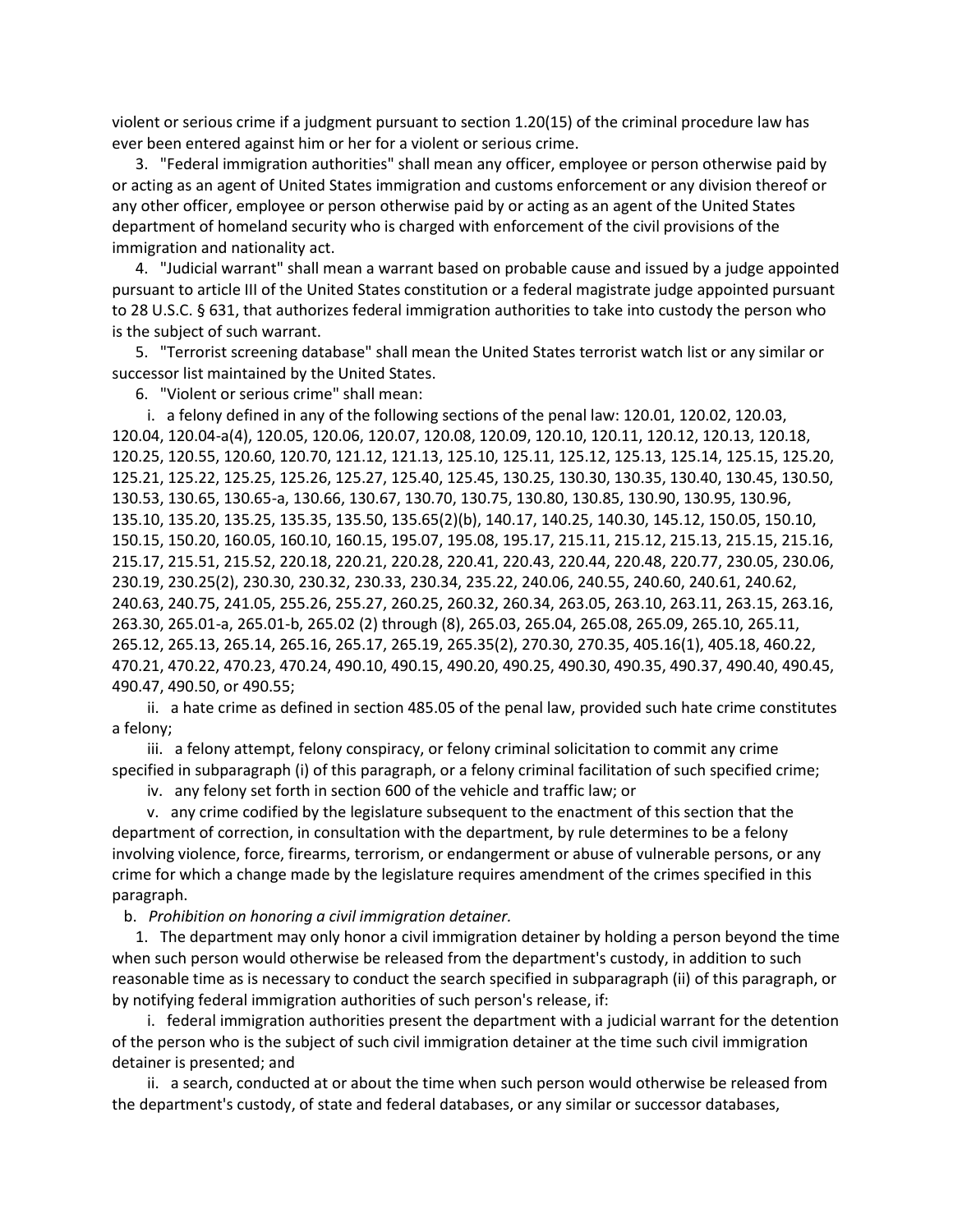violent or serious crime if a judgment pursuant to section 1.20(15) of the criminal procedure law has ever been entered against him or her for a violent or serious crime.

3. "Federal immigration authorities" shall mean any officer, employee or person otherwise paid by or acting as an agent of United States immigration and customs enforcement or any division thereof or any other officer, employee or person otherwise paid by or acting as an agent of the United States department of homeland security who is charged with enforcement of the civil provisions of the immigration and nationality act.

4. "Judicial warrant" shall mean a warrant based on probable cause and issued by a judge appointed pursuant to article III of the United States constitution or a federal magistrate judge appointed pursuant to 28 U.S.C. § 631, that authorizes federal immigration authorities to take into custody the person who is the subject of such warrant.

5. "Terrorist screening database" shall mean the United States terrorist watch list or any similar or successor list maintained by the United States.

6. "Violent or serious crime" shall mean:

i. a felony defined in any of the following sections of the penal law: 120.01, 120.02, 120.03, 120.04, 120.04-a(4), 120.05, 120.06, 120.07, 120.08, 120.09, 120.10, 120.11, 120.12, 120.13, 120.18, 120.25, 120.55, 120.60, 120.70, 121.12, 121.13, 125.10, 125.11, 125.12, 125.13, 125.14, 125.15, 125.20, 125.21, 125.22, 125.25, 125.26, 125.27, 125.40, 125.45, 130.25, 130.30, 130.35, 130.40, 130.45, 130.50, 130.53, 130.65, 130.65-a, 130.66, 130.67, 130.70, 130.75, 130.80, 130.85, 130.90, 130.95, 130.96, 135.10, 135.20, 135.25, 135.35, 135.50, 135.65(2)(b), 140.17, 140.25, 140.30, 145.12, 150.05, 150.10, 150.15, 150.20, 160.05, 160.10, 160.15, 195.07, 195.08, 195.17, 215.11, 215.12, 215.13, 215.15, 215.16, 215.17, 215.51, 215.52, 220.18, 220.21, 220.28, 220.41, 220.43, 220.44, 220.48, 220.77, 230.05, 230.06, 230.19, 230.25(2), 230.30, 230.32, 230.33, 230.34, 235.22, 240.06, 240.55, 240.60, 240.61, 240.62, 240.63, 240.75, 241.05, 255.26, 255.27, 260.25, 260.32, 260.34, 263.05, 263.10, 263.11, 263.15, 263.16, 263.30, 265.01-a, 265.01-b, 265.02 (2) through (8), 265.03, 265.04, 265.08, 265.09, 265.10, 265.11, 265.12, 265.13, 265.14, 265.16, 265.17, 265.19, 265.35(2), 270.30, 270.35, 405.16(1), 405.18, 460.22, 470.21, 470.22, 470.23, 470.24, 490.10, 490.15, 490.20, 490.25, 490.30, 490.35, 490.37, 490.40, 490.45, 490.47, 490.50, or 490.55;

ii. a hate crime as defined in section 485.05 of the penal law, provided such hate crime constitutes a felony;

iii. a felony attempt, felony conspiracy, or felony criminal solicitation to commit any crime specified in subparagraph (i) of this paragraph, or a felony criminal facilitation of such specified crime;

iv. any felony set forth in section 600 of the vehicle and traffic law; or

v. any crime codified by the legislature subsequent to the enactment of this section that the department of correction, in consultation with the department, by rule determines to be a felony involving violence, force, firearms, terrorism, or endangerment or abuse of vulnerable persons, or any crime for which a change made by the legislature requires amendment of the crimes specified in this paragraph.

b. *Prohibition on honoring a civil immigration detainer.*

1. The department may only honor a civil immigration detainer by holding a person beyond the time when such person would otherwise be released from the department's custody, in addition to such reasonable time as is necessary to conduct the search specified in subparagraph (ii) of this paragraph, or by notifying federal immigration authorities of such person's release, if:

i. federal immigration authorities present the department with a judicial warrant for the detention of the person who is the subject of such civil immigration detainer at the time such civil immigration detainer is presented; and

ii. a search, conducted at or about the time when such person would otherwise be released from the department's custody, of state and federal databases, or any similar or successor databases,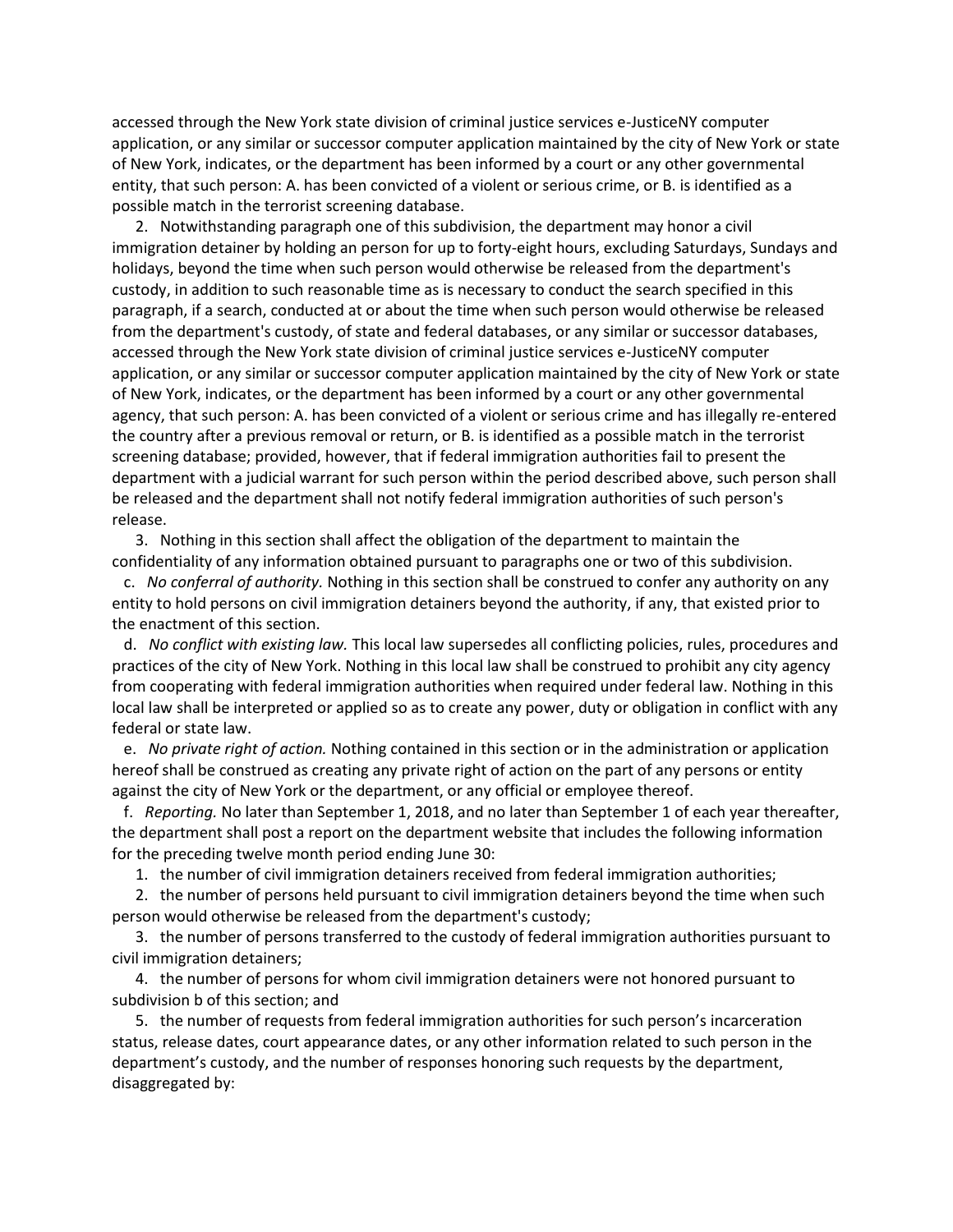accessed through the New York state division of criminal justice services e-JusticeNY computer application, or any similar or successor computer application maintained by the city of New York or state of New York, indicates, or the department has been informed by a court or any other governmental entity, that such person: A. has been convicted of a violent or serious crime, or B. is identified as a possible match in the terrorist screening database.

2. Notwithstanding paragraph one of this subdivision, the department may honor a civil immigration detainer by holding an person for up to forty-eight hours, excluding Saturdays, Sundays and holidays, beyond the time when such person would otherwise be released from the department's custody, in addition to such reasonable time as is necessary to conduct the search specified in this paragraph, if a search, conducted at or about the time when such person would otherwise be released from the department's custody, of state and federal databases, or any similar or successor databases, accessed through the New York state division of criminal justice services e-JusticeNY computer application, or any similar or successor computer application maintained by the city of New York or state of New York, indicates, or the department has been informed by a court or any other governmental agency, that such person: A. has been convicted of a violent or serious crime and has illegally re-entered the country after a previous removal or return, or B. is identified as a possible match in the terrorist screening database; provided, however, that if federal immigration authorities fail to present the department with a judicial warrant for such person within the period described above, such person shall be released and the department shall not notify federal immigration authorities of such person's release.

3. Nothing in this section shall affect the obligation of the department to maintain the confidentiality of any information obtained pursuant to paragraphs one or two of this subdivision.

c. *No conferral of authority.* Nothing in this section shall be construed to confer any authority on any entity to hold persons on civil immigration detainers beyond the authority, if any, that existed prior to the enactment of this section.

d. *No conflict with existing law.* This local law supersedes all conflicting policies, rules, procedures and practices of the city of New York. Nothing in this local law shall be construed to prohibit any city agency from cooperating with federal immigration authorities when required under federal law. Nothing in this local law shall be interpreted or applied so as to create any power, duty or obligation in conflict with any federal or state law.

e. *No private right of action.* Nothing contained in this section or in the administration or application hereof shall be construed as creating any private right of action on the part of any persons or entity against the city of New York or the department, or any official or employee thereof.

f. *Reporting.* No later than September 1, 2018, and no later than September 1 of each year thereafter, the department shall post a report on the department website that includes the following information for the preceding twelve month period ending June 30:

1. the number of civil immigration detainers received from federal immigration authorities;

2. the number of persons held pursuant to civil immigration detainers beyond the time when such person would otherwise be released from the department's custody;

3. the number of persons transferred to the custody of federal immigration authorities pursuant to civil immigration detainers;

4. the number of persons for whom civil immigration detainers were not honored pursuant to subdivision b of this section; and

5. the number of requests from federal immigration authorities for such person's incarceration status, release dates, court appearance dates, or any other information related to such person in the department's custody, and the number of responses honoring such requests by the department, disaggregated by: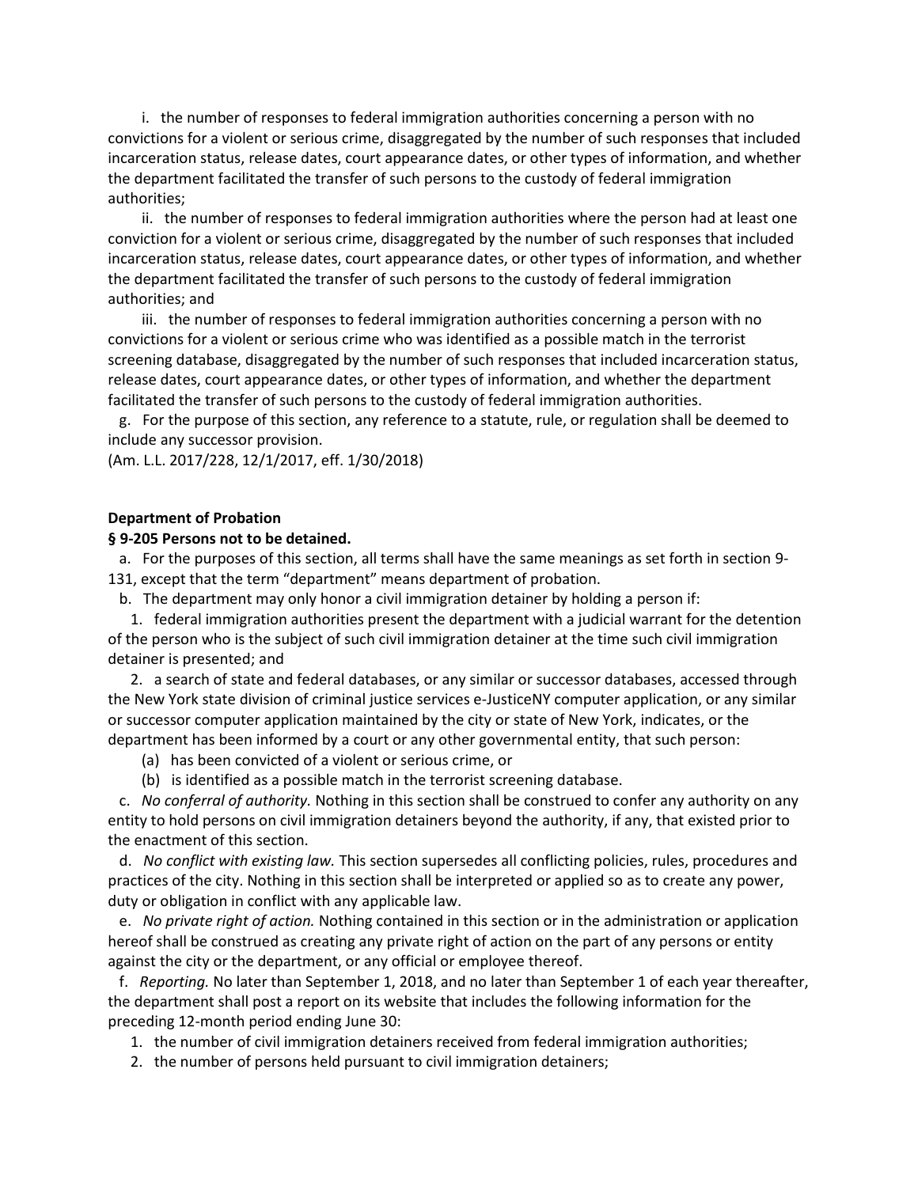i. the number of responses to federal immigration authorities concerning a person with no convictions for a violent or serious crime, disaggregated by the number of such responses that included incarceration status, release dates, court appearance dates, or other types of information, and whether the department facilitated the transfer of such persons to the custody of federal immigration authorities;

ii. the number of responses to federal immigration authorities where the person had at least one conviction for a violent or serious crime, disaggregated by the number of such responses that included incarceration status, release dates, court appearance dates, or other types of information, and whether the department facilitated the transfer of such persons to the custody of federal immigration authorities; and

iii. the number of responses to federal immigration authorities concerning a person with no convictions for a violent or serious crime who was identified as a possible match in the terrorist screening database, disaggregated by the number of such responses that included incarceration status, release dates, court appearance dates, or other types of information, and whether the department facilitated the transfer of such persons to the custody of federal immigration authorities.

g. For the purpose of this section, any reference to a statute, rule, or regulation shall be deemed to include any successor provision.

(Am. L.L. 2017/228, 12/1/2017, eff. 1/30/2018)

**Department of Probation**

**§ 9-205 Persons not to be detained.**

a. For the purposes of this section, all terms shall have the same meanings as set forth in section 9-131, except that the term "department" means department of probation.

b. The department may only honor a civil immigration detainer by holding a person if:

1. federal immigration authorities present the department with a judicial warrant for the detention of the person who is the subject of such civil immigration detainer at the time such civil immigration detainer is presented; and

2. a search of state and federal databases, or any similar or successor databases, accessed through the New York state division of criminal justice services e-JusticeNY computer application, or any similar or successor computer application maintained by the city or state of New York, indicates, or the department has been informed by a court or any other governmental entity, that such person:

(a) has been convicted of a violent or serious crime, or

(b) is identified as a possible match in the terrorist screening database.

c. *No conferral of authority.* Nothing in this section shall be construed to confer any authority on any entity to hold persons on civil immigration detainers beyond the authority, if any, that existed prior to the enactment of this section.

d. *No conflict with existing law.* This section supersedes all conflicting policies, rules, procedures and practices of the city. Nothing in this section shall be interpreted or applied so as to create any power, duty or obligation in conflict with any applicable law.

e. *No private right of action.* Nothing contained in this section or in the administration or application hereof shall be construed as creating any private right of action on the part of any persons or entity against the city or the department, or any official or employee thereof.

f. *Reporting.* No later than September 1, 2018, and no later than September 1 of each year thereafter, the department shall post a report on its website that includes the following information for the preceding 12-month period ending June 30:

1. the number of civil immigration detainers received from federal immigration authorities;
2. the number of persons held pursuant to civil immigration detainers;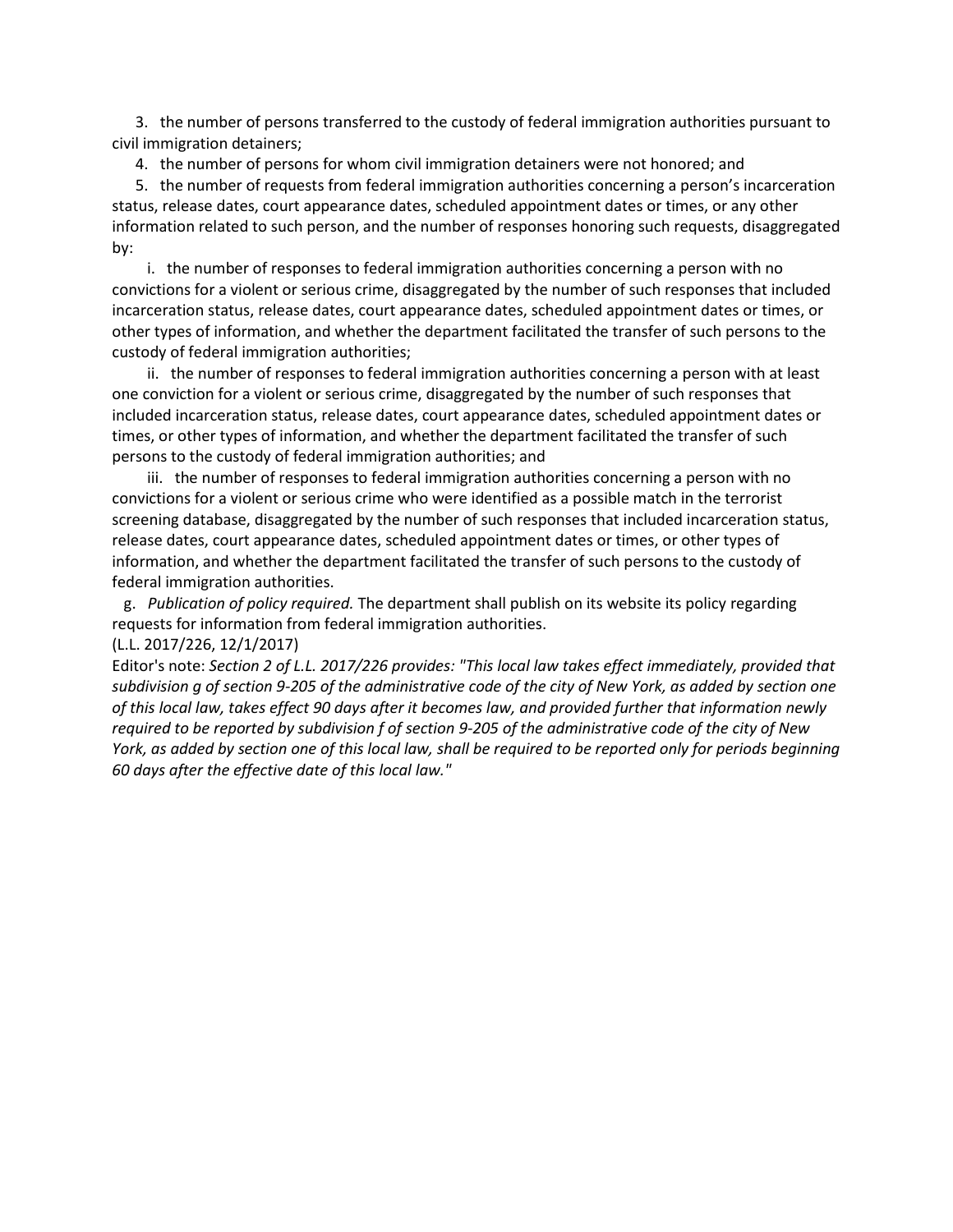3. the number of persons transferred to the custody of federal immigration authorities pursuant to civil immigration detainers;

4. the number of persons for whom civil immigration detainers were not honored; and

5. the number of requests from federal immigration authorities concerning a person's incarceration status, release dates, court appearance dates, scheduled appointment dates or times, or any other information related to such person, and the number of responses honoring such requests, disaggregated by:

i. the number of responses to federal immigration authorities concerning a person with no convictions for a violent or serious crime, disaggregated by the number of such responses that included incarceration status, release dates, court appearance dates, scheduled appointment dates or times, or other types of information, and whether the department facilitated the transfer of such persons to the custody of federal immigration authorities;

ii. the number of responses to federal immigration authorities concerning a person with at least one conviction for a violent or serious crime, disaggregated by the number of such responses that included incarceration status, release dates, court appearance dates, scheduled appointment dates or times, or other types of information, and whether the department facilitated the transfer of such persons to the custody of federal immigration authorities; and

iii. the number of responses to federal immigration authorities concerning a person with no convictions for a violent or serious crime who were identified as a possible match in the terrorist screening database, disaggregated by the number of such responses that included incarceration status, release dates, court appearance dates, scheduled appointment dates or times, or other types of information, and whether the department facilitated the transfer of such persons to the custody of federal immigration authorities.

g. *Publication of policy required.* The department shall publish on its website its policy regarding requests for information from federal immigration authorities.

(L.L. 2017/226, 12/1/2017)

Editor's note: *Section 2 of L.L. 2017/226 provides: "This local law takes effect immediately, provided that subdivision g of section 9-205 of the administrative code of the city of New York, as added by section one of this local law, takes effect 90 days after it becomes law, and provided further that information newly required to be reported by subdivision f of section 9-205 of the administrative code of the city of New York, as added by section one of this local law, shall be required to be reported only for periods beginning 60 days after the effective date of this local law."*